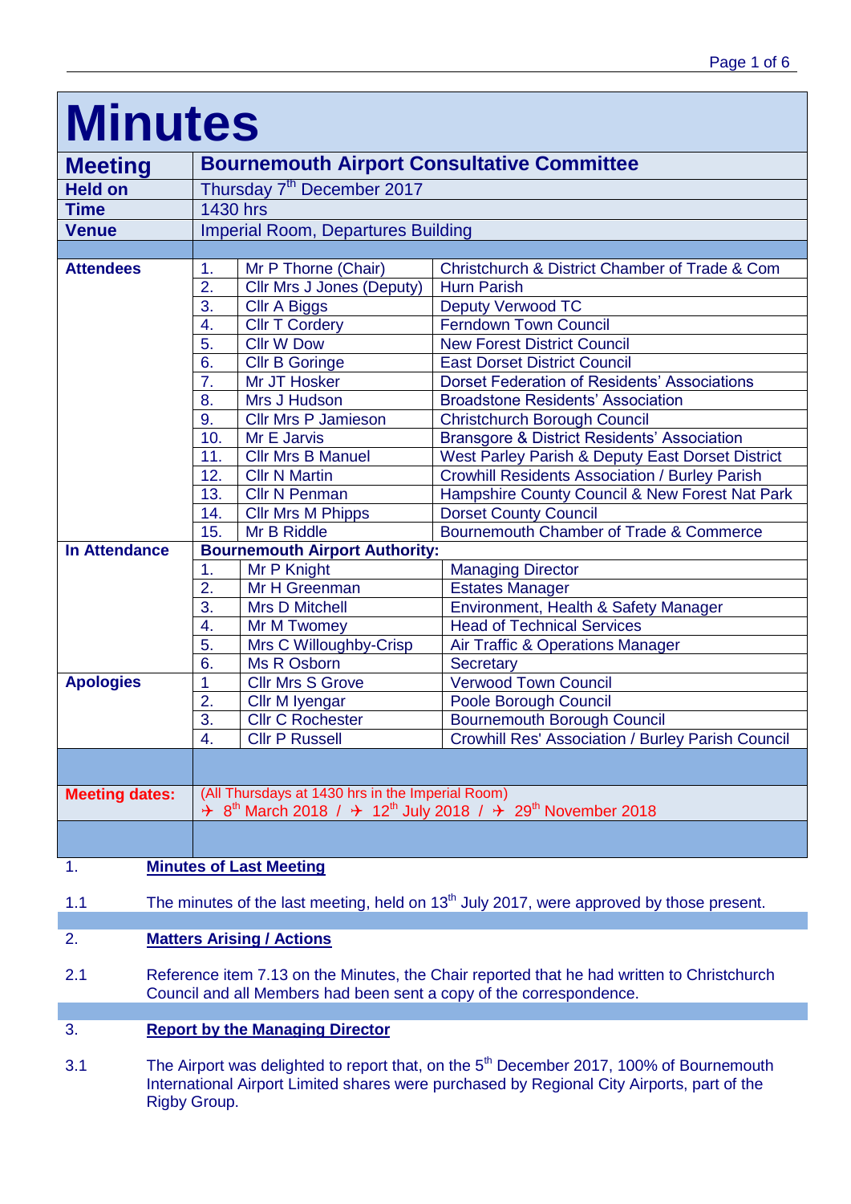# Minutes

| | | | |
|---|---|---|---|
| **Meeting** | **Bournemouth Airport Consultative Committee** | | |
| **Held on** | Thursday 7th December 2017 | | |
| **Time** | 1430 hrs | | |
| **Venue** | Imperial Room, Departures Building | | |
| **Attendees** | 1. | Mr P Thorne (Chair) | Christchurch & District Chamber of Trade & Com |
| | 2. | Cllr Mrs J Jones (Deputy) | Hurn Parish |
| | 3. | Cllr A Biggs | Deputy Verwood TC |
| | 4. | Cllr T Cordery | Ferndown Town Council |
| | 5. | Cllr W Dow | New Forest District Council |
| | 6. | Cllr B Goringe | East Dorset District Council |
| | 7. | Mr JT Hosker | Dorset Federation of Residents' Associations |
| | 8. | Mrs J Hudson | Broadstone Residents' Association |
| | 9. | Cllr Mrs P Jamieson | Christchurch Borough Council |
| | 10. | Mr E Jarvis | Bransgore & District Residents' Association |
| | 11. | Cllr Mrs B Manuel | West Parley Parish & Deputy East Dorset District |
| | 12. | Cllr N Martin | Crowhill Residents Association / Burley Parish |
| | 13. | Cllr N Penman | Hampshire County Council & New Forest Nat Park |
| | 14. | Cllr Mrs M Phipps | Dorset County Council |
| | 15. | Mr B Riddle | Bournemouth Chamber of Trade & Commerce |
| **In Attendance** | **Bournemouth Airport Authority:** | | |
| | 1. | Mr P Knight | Managing Director |
| | 2. | Mr H Greenman | Estates Manager |
| | 3. | Mrs D Mitchell | Environment, Health & Safety Manager |
| | 4. | Mr M Twomey | Head of Technical Services |
| | 5. | Mrs C Willoughby-Crisp | Air Traffic & Operations Manager |
| | 6. | Ms R Osborn | Secretary |
| **Apologies** | 1 | Cllr Mrs S Grove | Verwood Town Council |
| | 2. | Cllr M Iyengar | Poole Borough Council |
| | 3. | Cllr C Rochester | Bournemouth Borough Council |
| | 4. | Cllr P Russell | Crowhill Res' Association / Burley Parish Council |
| **Meeting dates:** | (All Thursdays at 1430 hrs in the Imperial Room) ✈ 8th March 2018 / ✈ 12th July 2018 / ✈ 29th November 2018 | | |

1. **Minutes of Last Meeting**

1.1 The minutes of the last meeting, held on 13th July 2017, were approved by those present.

2. **Matters Arising / Actions**

2.1 Reference item 7.13 on the Minutes, the Chair reported that he had written to Christchurch Council and all Members had been sent a copy of the correspondence.

3. **Report by the Managing Director**

3.1 The Airport was delighted to report that, on the 5th December 2017, 100% of Bournemouth International Airport Limited shares were purchased by Regional City Airports, part of the Rigby Group.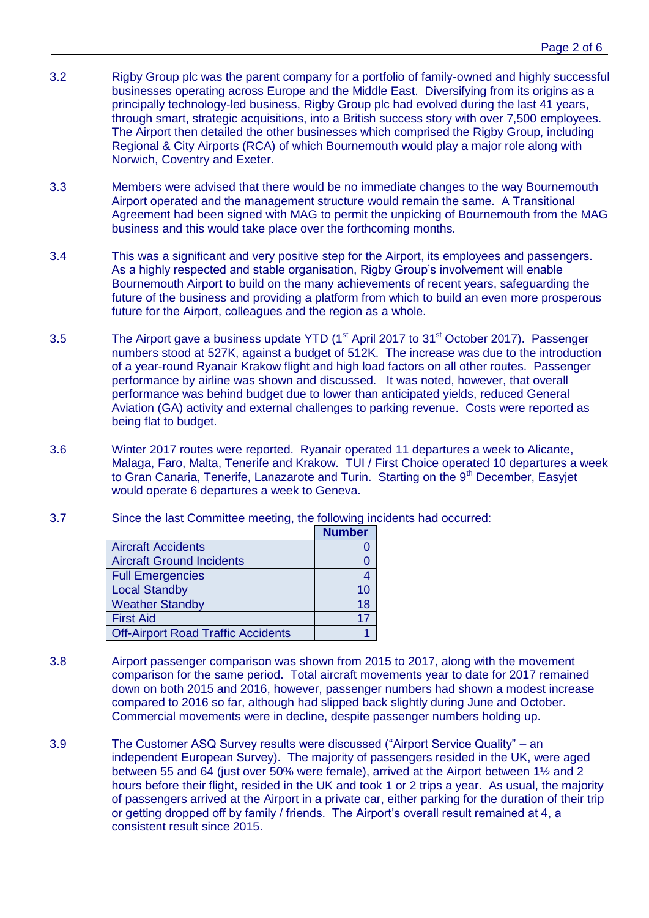3.2 Rigby Group plc was the parent company for a portfolio of family-owned and highly successful businesses operating across Europe and the Middle East. Diversifying from its origins as a principally technology-led business, Rigby Group plc had evolved during the last 41 years, through smart, strategic acquisitions, into a British success story with over 7,500 employees. The Airport then detailed the other businesses which comprised the Rigby Group, including Regional & City Airports (RCA) of which Bournemouth would play a major role along with Norwich, Coventry and Exeter.

3.3 Members were advised that there would be no immediate changes to the way Bournemouth Airport operated and the management structure would remain the same. A Transitional Agreement had been signed with MAG to permit the unpicking of Bournemouth from the MAG business and this would take place over the forthcoming months.

3.4 This was a significant and very positive step for the Airport, its employees and passengers. As a highly respected and stable organisation, Rigby Group's involvement will enable Bournemouth Airport to build on the many achievements of recent years, safeguarding the future of the business and providing a platform from which to build an even more prosperous future for the Airport, colleagues and the region as a whole.

3.5 The Airport gave a business update YTD (1st April 2017 to 31st October 2017). Passenger numbers stood at 527K, against a budget of 512K. The increase was due to the introduction of a year-round Ryanair Krakow flight and high load factors on all other routes. Passenger performance by airline was shown and discussed. It was noted, however, that overall performance was behind budget due to lower than anticipated yields, reduced General Aviation (GA) activity and external challenges to parking revenue. Costs were reported as being flat to budget.

3.6 Winter 2017 routes were reported. Ryanair operated 11 departures a week to Alicante, Malaga, Faro, Malta, Tenerife and Krakow. TUI / First Choice operated 10 departures a week to Gran Canaria, Tenerife, Lanazarote and Turin. Starting on the 9th December, Easyjet would operate 6 departures a week to Geneva.

3.7 Since the last Committee meeting, the following incidents had occurred:

| | Number |
|---|---|
| Aircraft Accidents | 0 |
| Aircraft Ground Incidents | 0 |
| Full Emergencies | 4 |
| Local Standby | 10 |
| Weather Standby | 18 |
| First Aid | 17 |
| Off-Airport Road Traffic Accidents | 1 |

3.8 Airport passenger comparison was shown from 2015 to 2017, along with the movement comparison for the same period. Total aircraft movements year to date for 2017 remained down on both 2015 and 2016, however, passenger numbers had shown a modest increase compared to 2016 so far, although had slipped back slightly during June and October. Commercial movements were in decline, despite passenger numbers holding up.

3.9 The Customer ASQ Survey results were discussed ("Airport Service Quality" – an independent European Survey). The majority of passengers resided in the UK, were aged between 55 and 64 (just over 50% were female), arrived at the Airport between 1½ and 2 hours before their flight, resided in the UK and took 1 or 2 trips a year. As usual, the majority of passengers arrived at the Airport in a private car, either parking for the duration of their trip or getting dropped off by family / friends. The Airport's overall result remained at 4, a consistent result since 2015.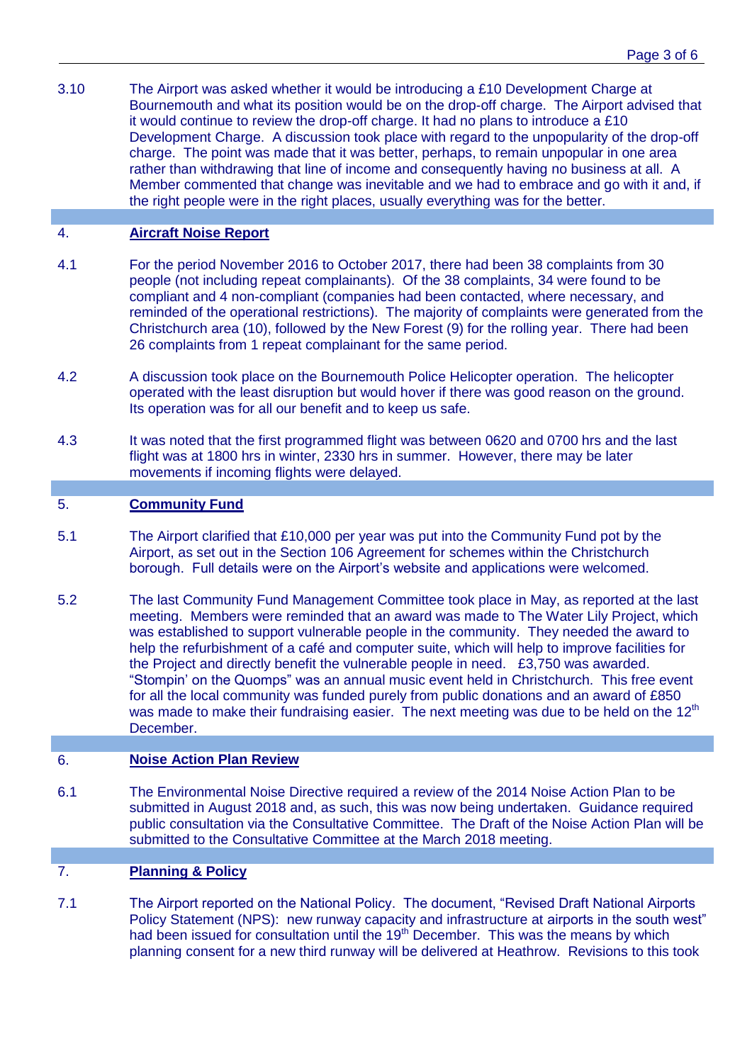3.10 The Airport was asked whether it would be introducing a £10 Development Charge at Bournemouth and what its position would be on the drop-off charge. The Airport advised that it would continue to review the drop-off charge. It had no plans to introduce a £10 Development Charge. A discussion took place with regard to the unpopularity of the drop-off charge. The point was made that it was better, perhaps, to remain unpopular in one area rather than withdrawing that line of income and consequently having no business at all. A Member commented that change was inevitable and we had to embrace and go with it and, if the right people were in the right places, usually everything was for the better.

## 4. Aircraft Noise Report

4.1 For the period November 2016 to October 2017, there had been 38 complaints from 30 people (not including repeat complainants). Of the 38 complaints, 34 were found to be compliant and 4 non-compliant (companies had been contacted, where necessary, and reminded of the operational restrictions). The majority of complaints were generated from the Christchurch area (10), followed by the New Forest (9) for the rolling year. There had been 26 complaints from 1 repeat complainant for the same period.

4.2 A discussion took place on the Bournemouth Police Helicopter operation. The helicopter operated with the least disruption but would hover if there was good reason on the ground. Its operation was for all our benefit and to keep us safe.

4.3 It was noted that the first programmed flight was between 0620 and 0700 hrs and the last flight was at 1800 hrs in winter, 2330 hrs in summer. However, there may be later movements if incoming flights were delayed.

## 5. Community Fund

5.1 The Airport clarified that £10,000 per year was put into the Community Fund pot by the Airport, as set out in the Section 106 Agreement for schemes within the Christchurch borough. Full details were on the Airport's website and applications were welcomed.

5.2 The last Community Fund Management Committee took place in May, as reported at the last meeting. Members were reminded that an award was made to The Water Lily Project, which was established to support vulnerable people in the community. They needed the award to help the refurbishment of a café and computer suite, which will help to improve facilities for the Project and directly benefit the vulnerable people in need. £3,750 was awarded. "Stompin' on the Quomps" was an annual music event held in Christchurch. This free event for all the local community was funded purely from public donations and an award of £850 was made to make their fundraising easier. The next meeting was due to be held on the 12th December.

## 6. Noise Action Plan Review

6.1 The Environmental Noise Directive required a review of the 2014 Noise Action Plan to be submitted in August 2018 and, as such, this was now being undertaken. Guidance required public consultation via the Consultative Committee. The Draft of the Noise Action Plan will be submitted to the Consultative Committee at the March 2018 meeting.

## 7. Planning & Policy

7.1 The Airport reported on the National Policy. The document, "Revised Draft National Airports Policy Statement (NPS): new runway capacity and infrastructure at airports in the south west" had been issued for consultation until the 19th December. This was the means by which planning consent for a new third runway will be delivered at Heathrow. Revisions to this took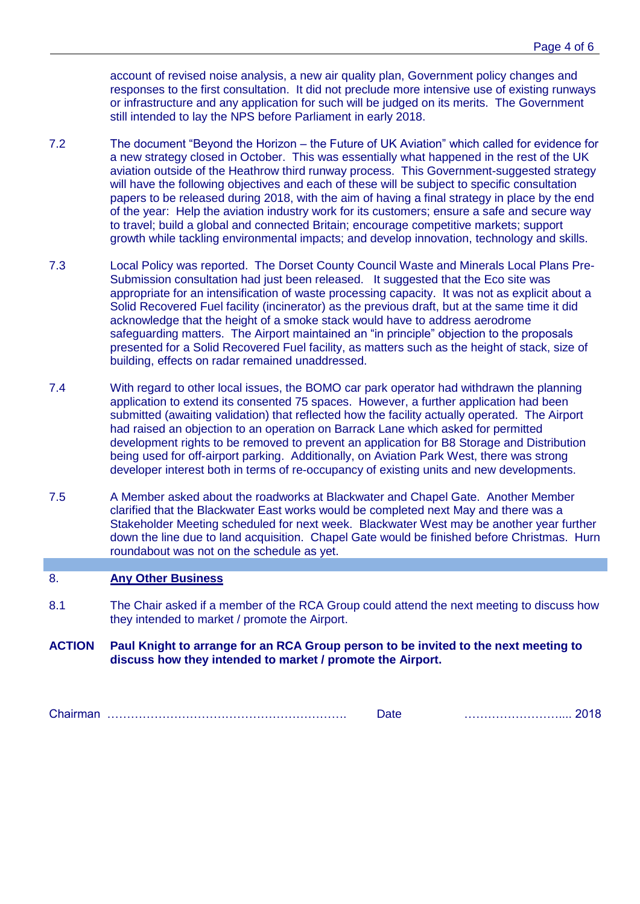account of revised noise analysis, a new air quality plan, Government policy changes and responses to the first consultation. It did not preclude more intensive use of existing runways or infrastructure and any application for such will be judged on its merits. The Government still intended to lay the NPS before Parliament in early 2018.

7.2 The document "Beyond the Horizon – the Future of UK Aviation" which called for evidence for a new strategy closed in October. This was essentially what happened in the rest of the UK aviation outside of the Heathrow third runway process. This Government-suggested strategy will have the following objectives and each of these will be subject to specific consultation papers to be released during 2018, with the aim of having a final strategy in place by the end of the year: Help the aviation industry work for its customers; ensure a safe and secure way to travel; build a global and connected Britain; encourage competitive markets; support growth while tackling environmental impacts; and develop innovation, technology and skills.

7.3 Local Policy was reported. The Dorset County Council Waste and Minerals Local Plans Pre-Submission consultation had just been released. It suggested that the Eco site was appropriate for an intensification of waste processing capacity. It was not as explicit about a Solid Recovered Fuel facility (incinerator) as the previous draft, but at the same time it did acknowledge that the height of a smoke stack would have to address aerodrome safeguarding matters. The Airport maintained an "in principle" objection to the proposals presented for a Solid Recovered Fuel facility, as matters such as the height of stack, size of building, effects on radar remained unaddressed.

7.4 With regard to other local issues, the BOMO car park operator had withdrawn the planning application to extend its consented 75 spaces. However, a further application had been submitted (awaiting validation) that reflected how the facility actually operated. The Airport had raised an objection to an operation on Barrack Lane which asked for permitted development rights to be removed to prevent an application for B8 Storage and Distribution being used for off-airport parking. Additionally, on Aviation Park West, there was strong developer interest both in terms of re-occupancy of existing units and new developments.

7.5 A Member asked about the roadworks at Blackwater and Chapel Gate. Another Member clarified that the Blackwater East works would be completed next May and there was a Stakeholder Meeting scheduled for next week. Blackwater West may be another year further down the line due to land acquisition. Chapel Gate would be finished before Christmas. Hurn roundabout was not on the schedule as yet.

## 8. Any Other Business

8.1 The Chair asked if a member of the RCA Group could attend the next meeting to discuss how they intended to market / promote the Airport.

**ACTION Paul Knight to arrange for an RCA Group person to be invited to the next meeting to discuss how they intended to market / promote the Airport.**

Chairman ……………………………………………………. Date ……………………..... 2018